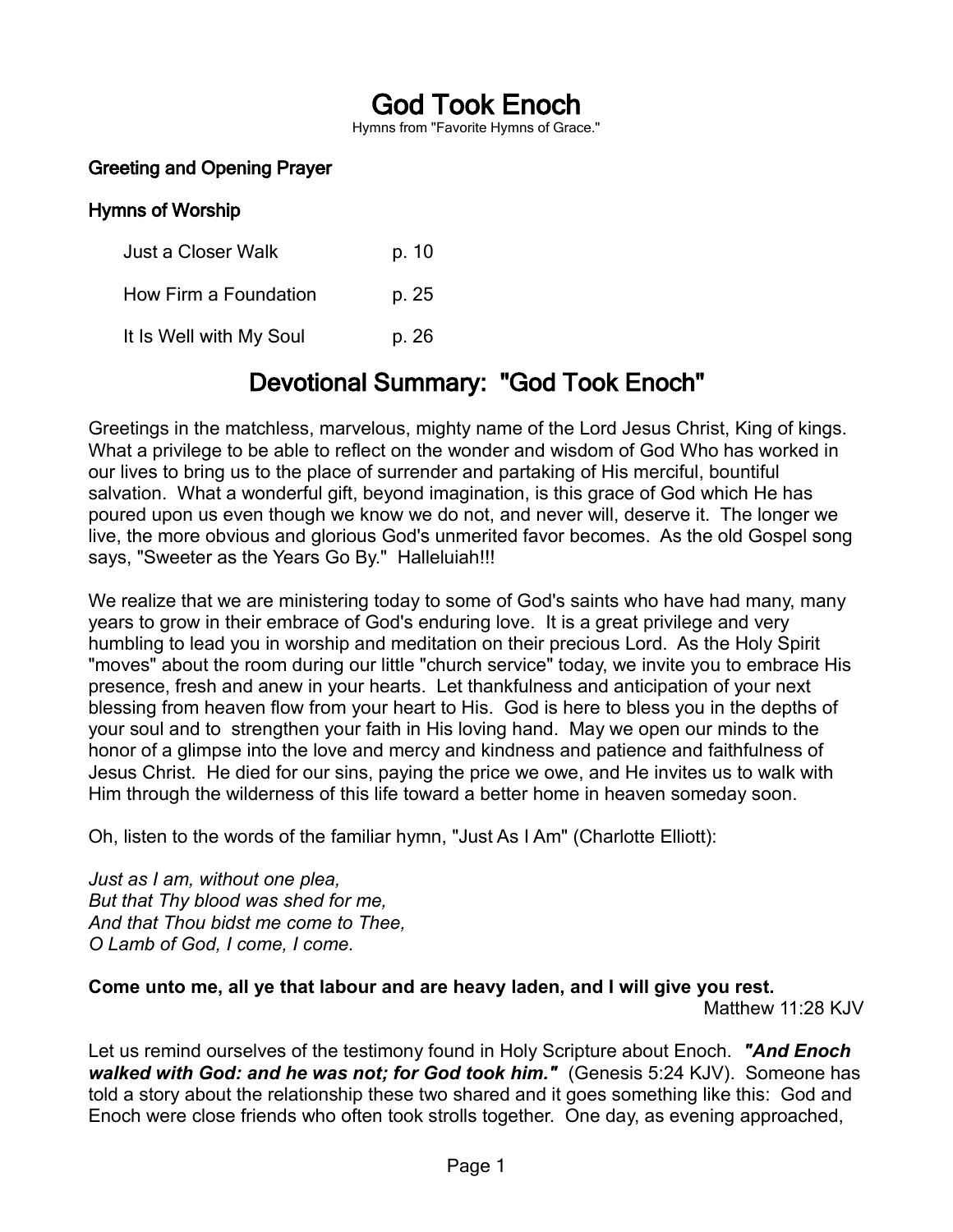# God Took Enoch

Hymns from "Favorite Hymns of Grace."

### Greeting and Opening Prayer

### Hymns of Worship

| | |
|---|---|
| Just a Closer Walk | p. 10 |
| How Firm a Foundation | p. 25 |
| It Is Well with My Soul | p. 26 |

## Devotional Summary: "God Took Enoch"

Greetings in the matchless, marvelous, mighty name of the Lord Jesus Christ, King of kings. What a privilege to be able to reflect on the wonder and wisdom of God Who has worked in our lives to bring us to the place of surrender and partaking of His merciful, bountiful salvation. What a wonderful gift, beyond imagination, is this grace of God which He has poured upon us even though we know we do not, and never will, deserve it. The longer we live, the more obvious and glorious God's unmerited favor becomes. As the old Gospel song says, "Sweeter as the Years Go By." Halleluiah!!!

We realize that we are ministering today to some of God's saints who have had many, many years to grow in their embrace of God's enduring love. It is a great privilege and very humbling to lead you in worship and meditation on their precious Lord. As the Holy Spirit "moves" about the room during our little "church service" today, we invite you to embrace His presence, fresh and anew in your hearts. Let thankfulness and anticipation of your next blessing from heaven flow from your heart to His. God is here to bless you in the depths of your soul and to strengthen your faith in His loving hand. May we open our minds to the honor of a glimpse into the love and mercy and kindness and patience and faithfulness of Jesus Christ. He died for our sins, paying the price we owe, and He invites us to walk with Him through the wilderness of this life toward a better home in heaven someday soon.

Oh, listen to the words of the familiar hymn, "Just As I Am" (Charlotte Elliott):

*Just as I am, without one plea,*
*But that Thy blood was shed for me,*
*And that Thou bidst me come to Thee,*
*O Lamb of God, I come, I come.*

**Come unto me, all ye that labour and are heavy laden, and I will give you rest.**
Matthew 11:28 KJV

Let us remind ourselves of the testimony found in Holy Scripture about Enoch. ***"And Enoch walked with God: and he was not; for God took him."*** (Genesis 5:24 KJV). Someone has told a story about the relationship these two shared and it goes something like this: God and Enoch were close friends who often took strolls together. One day, as evening approached,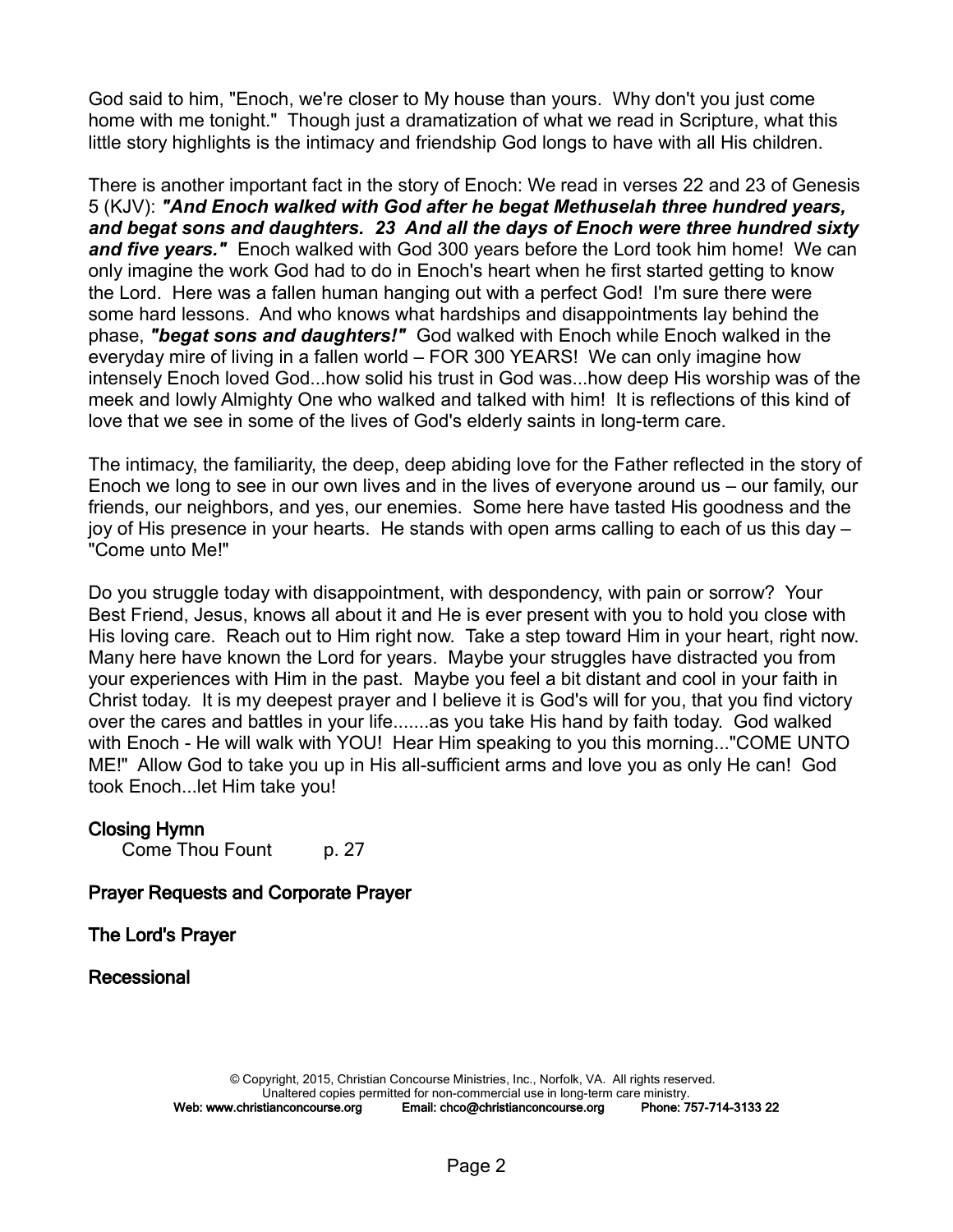God said to him, "Enoch, we're closer to My house than yours. Why don't you just come home with me tonight." Though just a dramatization of what we read in Scripture, what this little story highlights is the intimacy and friendship God longs to have with all His children.

There is another important fact in the story of Enoch: We read in verses 22 and 23 of Genesis 5 (KJV): ***"And Enoch walked with God after he begat Methuselah three hundred years, and begat sons and daughters. 23 And all the days of Enoch were three hundred sixty and five years."*** Enoch walked with God 300 years before the Lord took him home! We can only imagine the work God had to do in Enoch's heart when he first started getting to know the Lord. Here was a fallen human hanging out with a perfect God! I'm sure there were some hard lessons. And who knows what hardships and disappointments lay behind the phase, ***"begat sons and daughters!"*** God walked with Enoch while Enoch walked in the everyday mire of living in a fallen world – FOR 300 YEARS! We can only imagine how intensely Enoch loved God...how solid his trust in God was...how deep His worship was of the meek and lowly Almighty One who walked and talked with him! It is reflections of this kind of love that we see in some of the lives of God's elderly saints in long-term care.

The intimacy, the familiarity, the deep, deep abiding love for the Father reflected in the story of Enoch we long to see in our own lives and in the lives of everyone around us – our family, our friends, our neighbors, and yes, our enemies. Some here have tasted His goodness and the joy of His presence in your hearts. He stands with open arms calling to each of us this day – "Come unto Me!"

Do you struggle today with disappointment, with despondency, with pain or sorrow? Your Best Friend, Jesus, knows all about it and He is ever present with you to hold you close with His loving care. Reach out to Him right now. Take a step toward Him in your heart, right now. Many here have known the Lord for years. Maybe your struggles have distracted you from your experiences with Him in the past. Maybe you feel a bit distant and cool in your faith in Christ today. It is my deepest prayer and I believe it is God's will for you, that you find victory over the cares and battles in your life.......as you take His hand by faith today. God walked with Enoch - He will walk with YOU! Hear Him speaking to you this morning..."COME UNTO ME!" Allow God to take you up in His all-sufficient arms and love you as only He can! God took Enoch...let Him take you!

**Closing Hymn**

Come Thou Fount p. 27

**Prayer Requests and Corporate Prayer**

**The Lord's Prayer**

**Recessional**

© Copyright, 2015, Christian Concourse Ministries, Inc., Norfolk, VA. All rights reserved.
Unaltered copies permitted for non-commercial use in long-term care ministry.
Web: www.christianconcourse.org Email: chco@christianconcourse.org Phone: 757-714-3133 22